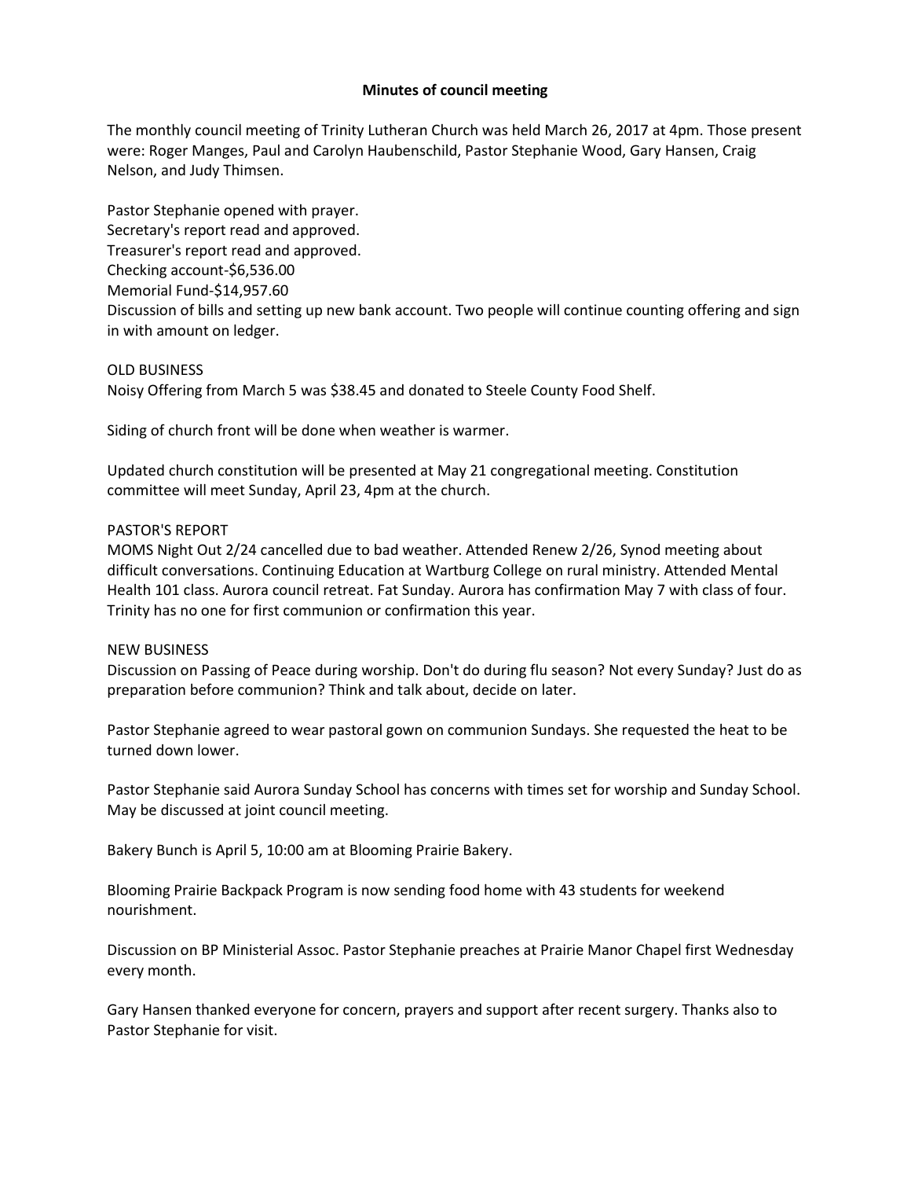# Minutes of council meeting

The monthly council meeting of Trinity Lutheran Church was held March 26, 2017 at 4pm. Those present were: Roger Manges, Paul and Carolyn Haubenschild, Pastor Stephanie Wood, Gary Hansen, Craig Nelson, and Judy Thimsen.

Pastor Stephanie opened with prayer.
Secretary's report read and approved.
Treasurer's report read and approved.
Checking account-$6,536.00
Memorial Fund-$14,957.60
Discussion of bills and setting up new bank account. Two people will continue counting offering and sign in with amount on ledger.

OLD BUSINESS
Noisy Offering from March 5 was $38.45 and donated to Steele County Food Shelf.

Siding of church front will be done when weather is warmer.

Updated church constitution will be presented at May 21 congregational meeting. Constitution committee will meet Sunday, April 23, 4pm at the church.

PASTOR'S REPORT
MOMS Night Out 2/24 cancelled due to bad weather. Attended Renew 2/26, Synod meeting about difficult conversations. Continuing Education at Wartburg College on rural ministry. Attended Mental Health 101 class. Aurora council retreat. Fat Sunday. Aurora has confirmation May 7 with class of four. Trinity has no one for first communion or confirmation this year.

NEW BUSINESS
Discussion on Passing of Peace during worship. Don't do during flu season? Not every Sunday? Just do as preparation before communion? Think and talk about, decide on later.

Pastor Stephanie agreed to wear pastoral gown on communion Sundays. She requested the heat to be turned down lower.

Pastor Stephanie said Aurora Sunday School has concerns with times set for worship and Sunday School. May be discussed at joint council meeting.

Bakery Bunch is April 5, 10:00 am at Blooming Prairie Bakery.

Blooming Prairie Backpack Program is now sending food home with 43 students for weekend nourishment.

Discussion on BP Ministerial Assoc. Pastor Stephanie preaches at Prairie Manor Chapel first Wednesday every month.

Gary Hansen thanked everyone for concern, prayers and support after recent surgery. Thanks also to Pastor Stephanie for visit.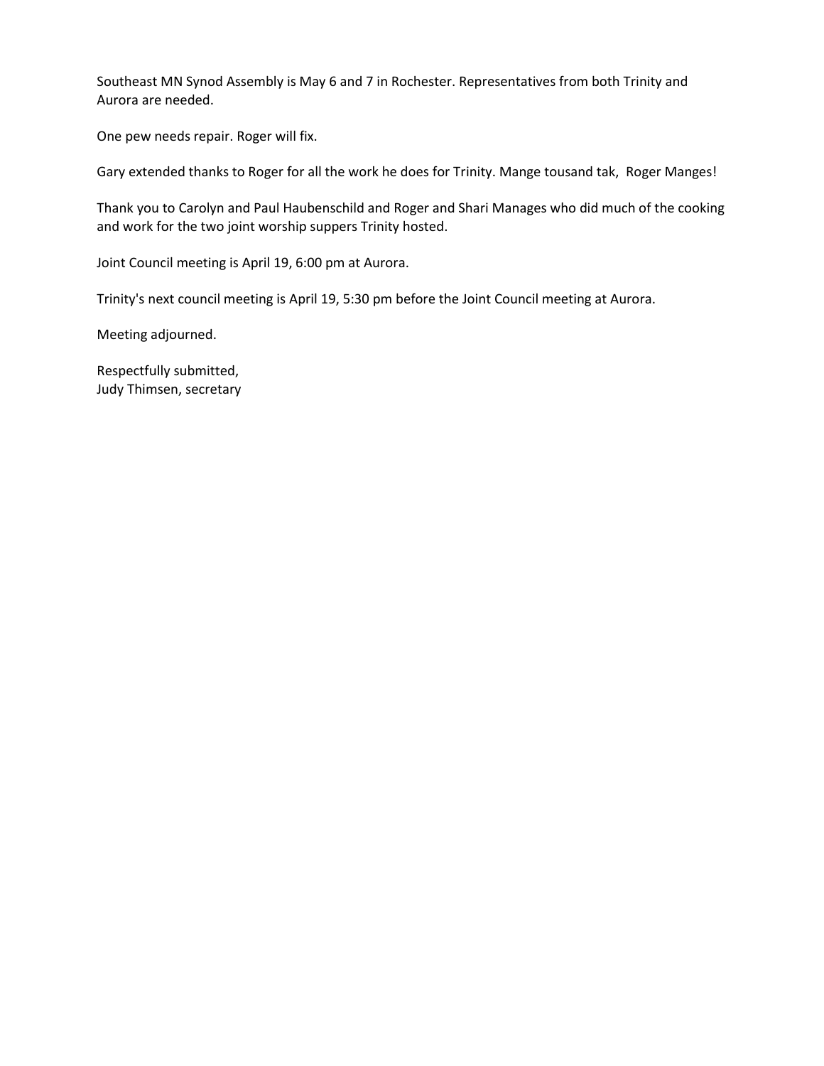Southeast MN Synod Assembly is May 6 and 7 in Rochester. Representatives from both Trinity and Aurora are needed.

One pew needs repair. Roger will fix.

Gary extended thanks to Roger for all the work he does for Trinity. Mange tousand tak, Roger Manges!

Thank you to Carolyn and Paul Haubenschild and Roger and Shari Manages who did much of the cooking and work for the two joint worship suppers Trinity hosted.

Joint Council meeting is April 19, 6:00 pm at Aurora.

Trinity's next council meeting is April 19, 5:30 pm before the Joint Council meeting at Aurora.

Meeting adjourned.

Respectfully submitted,
Judy Thimsen, secretary